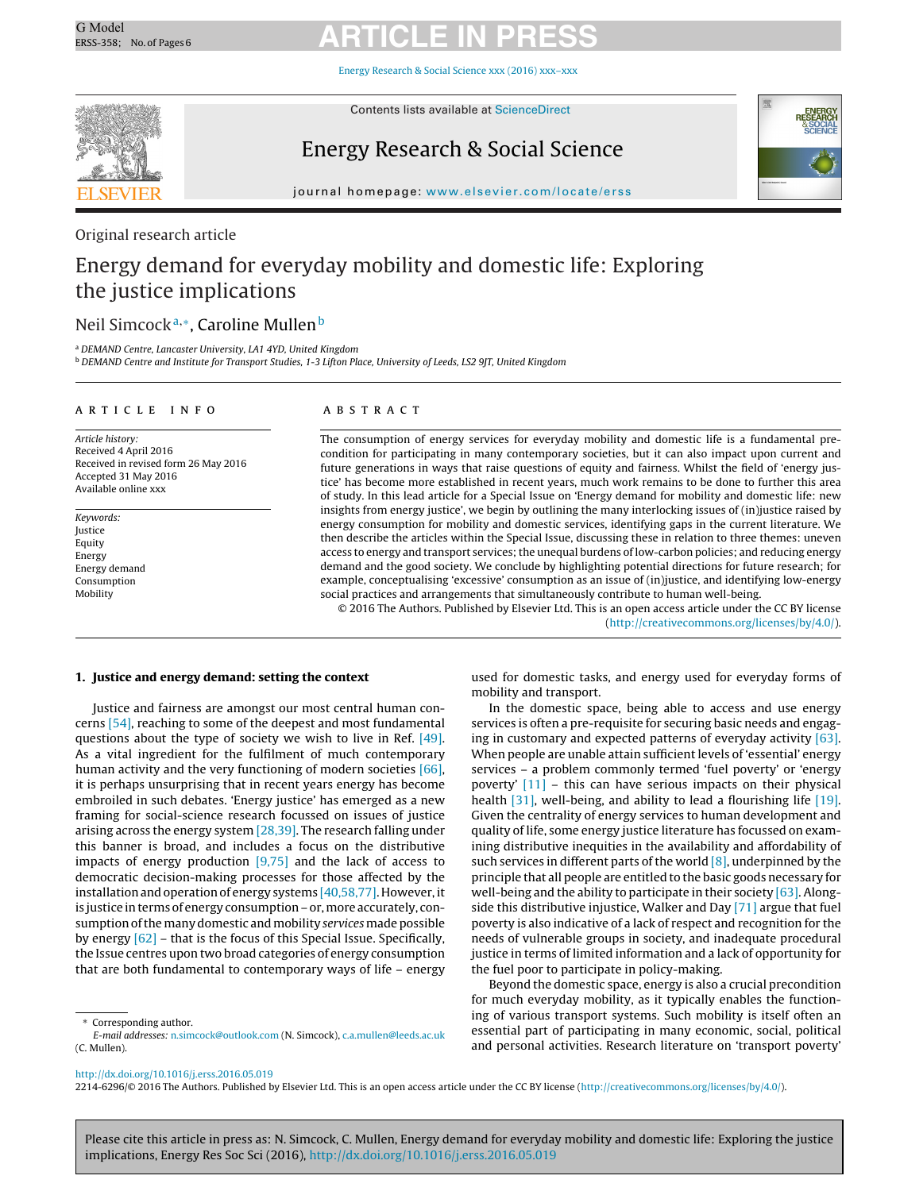Original research article

# Energy demand for everyday mobility and domestic life: Exploring the justice implications

Neil Simcock[a,*], Caroline Mullen[b]

[a] DEMAND Centre, Lancaster University, LA1 4YD, United Kingdom
[b] DEMAND Centre and Institute for Transport Studies, 1-3 Lifton Place, University of Leeds, LS2 9JT, United Kingdom

**ARTICLE INFO**

*Article history:*
Received 4 April 2016
Received in revised form 26 May 2016
Accepted 31 May 2016
Available online xxx

*Keywords:*
Justice
Equity
Energy
Energy demand
Consumption
Mobility

**ABSTRACT**

The consumption of energy services for everyday mobility and domestic life is a fundamental pre-condition for participating in many contemporary societies, but it can also impact upon current and future generations in ways that raise questions of equity and fairness. Whilst the field of 'energy justice' has become more established in recent years, much work remains to be done to further this area of study. In this lead article for a Special Issue on 'Energy demand for mobility and domestic life: new insights from energy justice', we begin by outlining the many interlocking issues of (in)justice raised by energy consumption for mobility and domestic services, identifying gaps in the current literature. We then describe the articles within the Special Issue, discussing these in relation to three themes: uneven access to energy and transport services; the unequal burdens of low-carbon policies; and reducing energy demand and the good society. We conclude by highlighting potential directions for future research; for example, conceptualising 'excessive' consumption as an issue of (in)justice, and identifying low-energy social practices and arrangements that simultaneously contribute to human well-being.

© 2016 The Authors. Published by Elsevier Ltd. This is an open access article under the CC BY license (http://creativecommons.org/licenses/by/4.0/).

## 1. Justice and energy demand: setting the context

Justice and fairness are amongst our most central human concerns [54], reaching to some of the deepest and most fundamental questions about the type of society we wish to live in Ref. [49]. As a vital ingredient for the fulfilment of much contemporary human activity and the very functioning of modern societies [66], it is perhaps unsurprising that in recent years energy has become embroiled in such debates. 'Energy justice' has emerged as a new framing for social-science research focussed on issues of justice arising across the energy system [28,39]. The research falling under this banner is broad, and includes a focus on the distributive impacts of energy production [9,75] and the lack of access to democratic decision-making processes for those affected by the installation and operation of energy systems [40,58,77]. However, it is justice in terms of energy consumption – or, more accurately, consumption of the many domestic and mobility *services* made possible by energy [62] – that is the focus of this Special Issue. Specifically, the Issue centres upon two broad categories of energy consumption that are both fundamental to contemporary ways of life – energy used for domestic tasks, and energy used for everyday forms of mobility and transport.

In the domestic space, being able to access and use energy services is often a pre-requisite for securing basic needs and engaging in customary and expected patterns of everyday activity [63]. When people are unable attain sufficient levels of 'essential' energy services – a problem commonly termed 'fuel poverty' or 'energy poverty' [11] – this can have serious impacts on their physical health [31], well-being, and ability to lead a flourishing life [19]. Given the centrality of energy services to human development and quality of life, some energy justice literature has focussed on examining distributive inequities in the availability and affordability of such services in different parts of the world [8], underpinned by the principle that all people are entitled to the basic goods necessary for well-being and the ability to participate in their society [63]. Alongside this distributive injustice, Walker and Day [71] argue that fuel poverty is also indicative of a lack of respect and recognition for the needs of vulnerable groups in society, and inadequate procedural justice in terms of limited information and a lack of opportunity for the fuel poor to participate in policy-making.

Beyond the domestic space, energy is also a crucial precondition for much everyday mobility, as it typically enables the functioning of various transport systems. Such mobility is itself often an essential part of participating in many economic, social, political and personal activities. Research literature on 'transport poverty'

* Corresponding author.
*E-mail addresses:* n.simcock@outlook.com (N. Simcock), c.a.mullen@leeds.ac.uk (C. Mullen).

http://dx.doi.org/10.1016/j.erss.2016.05.019
2214-6296/© 2016 The Authors. Published by Elsevier Ltd. This is an open access article under the CC BY license (http://creativecommons.org/licenses/by/4.0/).

Please cite this article in press as: N. Simcock, C. Mullen, Energy demand for everyday mobility and domestic life: Exploring the justice implications, Energy Res Soc Sci (2016), http://dx.doi.org/10.1016/j.erss.2016.05.019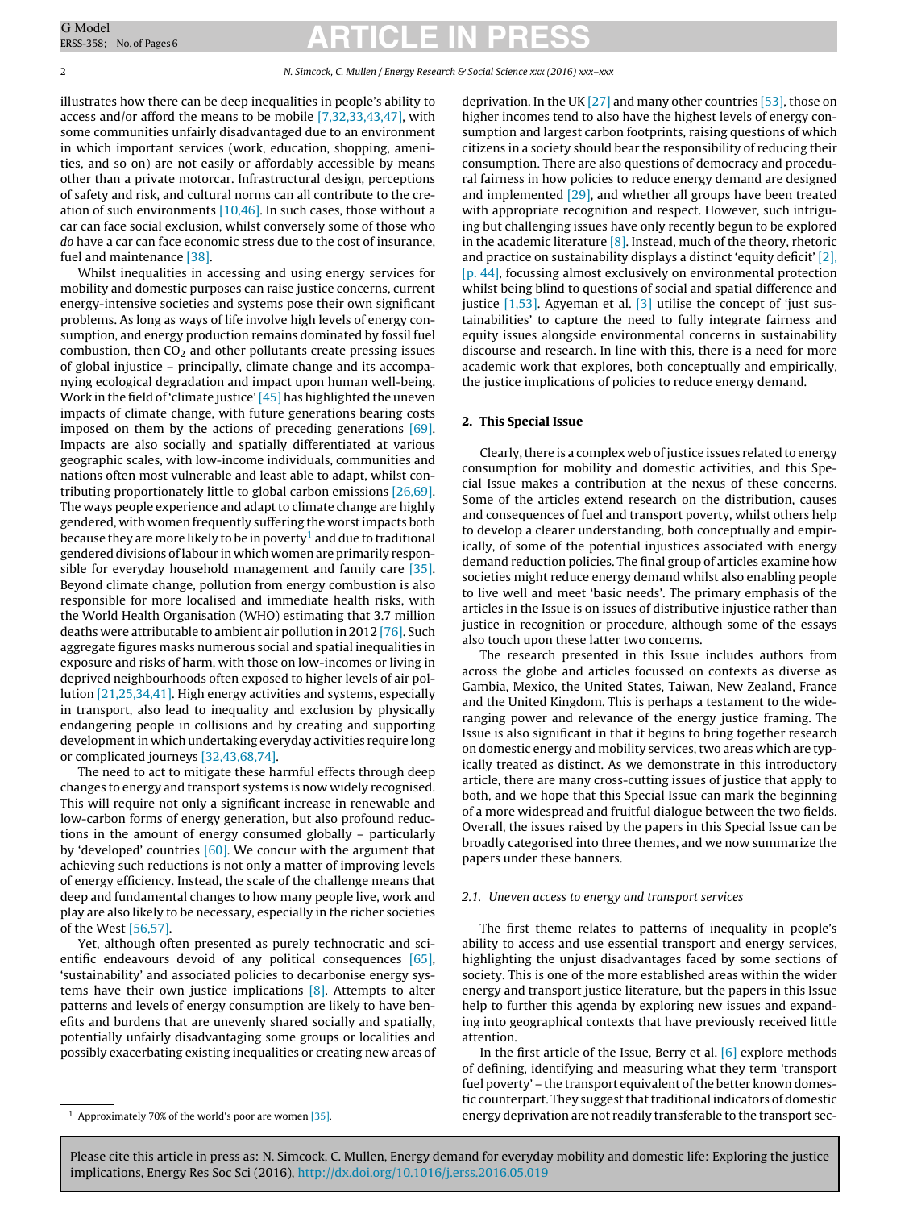illustrates how there can be deep inequalities in people's ability to access and/or afford the means to be mobile [7,32,33,43,47], with some communities unfairly disadvantaged due to an environment in which important services (work, education, shopping, amenities, and so on) are not easily or affordably accessible by means other than a private motorcar. Infrastructural design, perceptions of safety and risk, and cultural norms can all contribute to the creation of such environments [10,46]. In such cases, those without a car can face social exclusion, whilst conversely some of those who *do* have a car can face economic stress due to the cost of insurance, fuel and maintenance [38].

Whilst inequalities in accessing and using energy services for mobility and domestic purposes can raise justice concerns, current energy-intensive societies and systems pose their own significant problems. As long as ways of life involve high levels of energy consumption, and energy production remains dominated by fossil fuel combustion, then $CO_2$ and other pollutants create pressing issues of global injustice – principally, climate change and its accompanying ecological degradation and impact upon human well-being. Work in the field of 'climate justice' [45] has highlighted the uneven impacts of climate change, with future generations bearing costs imposed on them by the actions of preceding generations [69]. Impacts are also socially and spatially differentiated at various geographic scales, with low-income individuals, communities and nations often most vulnerable and least able to adapt, whilst contributing proportionately little to global carbon emissions [26,69]. The ways people experience and adapt to climate change are highly gendered, with women frequently suffering the worst impacts both because they are more likely to be in poverty[1] and due to traditional gendered divisions of labour in which women are primarily responsible for everyday household management and family care [35]. Beyond climate change, pollution from energy combustion is also responsible for more localised and immediate health risks, with the World Health Organisation (WHO) estimating that 3.7 million deaths were attributable to ambient air pollution in 2012 [76]. Such aggregate figures masks numerous social and spatial inequalities in exposure and risks of harm, with those on low-incomes or living in deprived neighbourhoods often exposed to higher levels of air pollution [21,25,34,41]. High energy activities and systems, especially in transport, also lead to inequality and exclusion by physically endangering people in collisions and by creating and supporting development in which undertaking everyday activities require long or complicated journeys [32,43,68,74].

The need to act to mitigate these harmful effects through deep changes to energy and transport systems is now widely recognised. This will require not only a significant increase in renewable and low-carbon forms of energy generation, but also profound reductions in the amount of energy consumed globally – particularly by 'developed' countries [60]. We concur with the argument that achieving such reductions is not only a matter of improving levels of energy efficiency. Instead, the scale of the challenge means that deep and fundamental changes to how many people live, work and play are also likely to be necessary, especially in the richer societies of the West [56,57].

Yet, although often presented as purely technocratic and scientific endeavours devoid of any political consequences [65], 'sustainability' and associated policies to decarbonise energy systems have their own justice implications [8]. Attempts to alter patterns and levels of energy consumption are likely to have benefits and burdens that are unevenly shared socially and spatially, potentially unfairly disadvantaging some groups or localities and possibly exacerbating existing inequalities or creating new areas of deprivation. In the UK [27] and many other countries [53], those on higher incomes tend to also have the highest levels of energy consumption and largest carbon footprints, raising questions of which citizens in a society should bear the responsibility of reducing their consumption. There are also questions of democracy and procedural fairness in how policies to reduce energy demand are designed and implemented [29], and whether all groups have been treated with appropriate recognition and respect. However, such intriguing but challenging issues have only recently begun to be explored in the academic literature [8]. Instead, much of the theory, rhetoric and practice on sustainability displays a distinct 'equity deficit' [2], [p. 44], focussing almost exclusively on environmental protection whilst being blind to questions of social and spatial difference and justice [1,53]. Agyeman et al. [3] utilise the concept of 'just sustainabilities' to capture the need to fully integrate fairness and equity issues alongside environmental concerns in sustainability discourse and research. In line with this, there is a need for more academic work that explores, both conceptually and empirically, the justice implications of policies to reduce energy demand.

## 2. This Special Issue

Clearly, there is a complex web of justice issues related to energy consumption for mobility and domestic activities, and this Special Issue makes a contribution at the nexus of these concerns. Some of the articles extend research on the distribution, causes and consequences of fuel and transport poverty, whilst others help to develop a clearer understanding, both conceptually and empirically, of some of the potential injustices associated with energy demand reduction policies. The final group of articles examine how societies might reduce energy demand whilst also enabling people to live well and meet 'basic needs'. The primary emphasis of the articles in the Issue is on issues of distributive injustice rather than justice in recognition or procedure, although some of the essays also touch upon these latter two concerns.

The research presented in this Issue includes authors from across the globe and articles focussed on contexts as diverse as Gambia, Mexico, the United States, Taiwan, New Zealand, France and the United Kingdom. This is perhaps a testament to the wide-ranging power and relevance of the energy justice framing. The Issue is also significant in that it begins to bring together research on domestic energy and mobility services, two areas which are typically treated as distinct. As we demonstrate in this introductory article, there are many cross-cutting issues of justice that apply to both, and we hope that this Special Issue can mark the beginning of a more widespread and fruitful dialogue between the two fields. Overall, the issues raised by the papers in this Special Issue can be broadly categorised into three themes, and we now summarize the papers under these banners.

### 2.1. Uneven access to energy and transport services

The first theme relates to patterns of inequality in people's ability to access and use essential transport and energy services, highlighting the unjust disadvantages faced by some sections of society. This is one of the more established areas within the wider energy and transport justice literature, but the papers in this Issue help to further this agenda by exploring new issues and expanding into geographical contexts that have previously received little attention.

In the first article of the Issue, Berry et al. [6] explore methods of defining, identifying and measuring what they term 'transport fuel poverty' – the transport equivalent of the better known domestic counterpart. They suggest that traditional indicators of domestic energy deprivation are not readily transferable to the transport sec-

[1] Approximately 70% of the world's poor are women [35].

Please cite this article in press as: N. Simcock, C. Mullen, Energy demand for everyday mobility and domestic life: Exploring the justice implications, Energy Res Soc Sci (2016), http://dx.doi.org/10.1016/j.erss.2016.05.019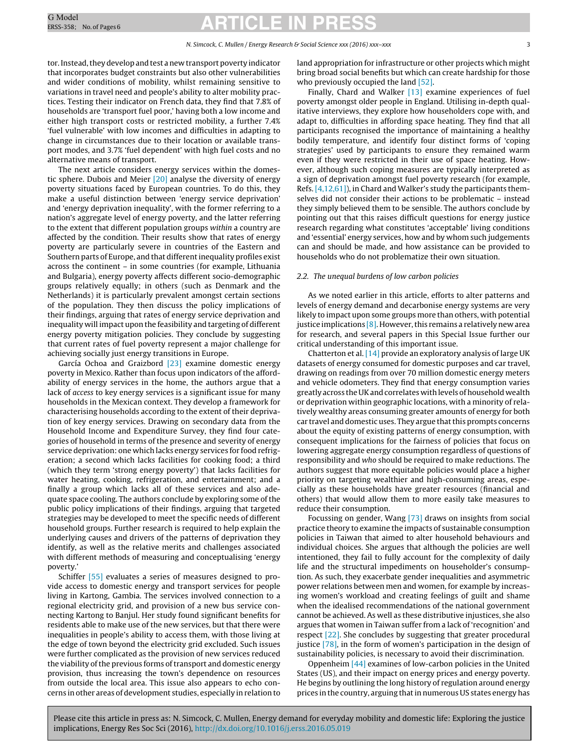tor. Instead, they develop and test a new transport poverty indicator that incorporates budget constraints but also other vulnerabilities and wider conditions of mobility, whilst remaining sensitive to variations in travel need and people's ability to alter mobility practices. Testing their indicator on French data, they find that 7.8% of households are 'transport fuel poor,' having both a low income and either high transport costs or restricted mobility, a further 7.4% 'fuel vulnerable' with low incomes and difficulties in adapting to change in circumstances due to their location or available transport modes, and 3.7% 'fuel dependent' with high fuel costs and no alternative means of transport.

The next article considers energy services within the domestic sphere. Dubois and Meier [20] analyse the diversity of energy poverty situations faced by European countries. To do this, they make a useful distinction between 'energy service deprivation' and 'energy deprivation inequality', with the former referring to a nation's aggregate level of energy poverty, and the latter referring to the extent that different population groups *within* a country are affected by the condition. Their results show that rates of energy poverty are particularly severe in countries of the Eastern and Southern parts of Europe, and that different inequality profiles exist across the continent – in some countries (for example, Lithuania and Bulgaria), energy poverty affects different socio-demographic groups relatively equally; in others (such as Denmark and the Netherlands) it is particularly prevalent amongst certain sections of the population. They then discuss the policy implications of their findings, arguing that rates of energy service deprivation and inequality will impact upon the feasibility and targeting of different energy poverty mitigation policies. They conclude by suggesting that current rates of fuel poverty represent a major challenge for achieving socially just energy transitions in Europe.

García Ochoa and Graizbord [23] examine domestic energy poverty in Mexico. Rather than focus upon indicators of the affordability of energy services in the home, the authors argue that a lack of *access* to key energy services is a significant issue for many households in the Mexican context. They develop a framework for characterising households according to the extent of their deprivation of key energy services. Drawing on secondary data from the Household Income and Expenditure Survey, they find four categories of household in terms of the presence and severity of energy service deprivation: one which lacks energy services for food refrigeration; a second which lacks facilities for cooking food; a third (which they term 'strong energy poverty') that lacks facilities for water heating, cooking, refrigeration, and entertainment; and a finally a group which lacks all of these services and also adequate space cooling. The authors conclude by exploring some of the public policy implications of their findings, arguing that targeted strategies may be developed to meet the specific needs of different household groups. Further research is required to help explain the underlying causes and drivers of the patterns of deprivation they identify, as well as the relative merits and challenges associated with different methods of measuring and conceptualising 'energy poverty.'

Schiffer [55] evaluates a series of measures designed to provide access to domestic energy and transport services for people living in Kartong, Gambia. The services involved connection to a regional electricity grid, and provision of a new bus service connecting Kartong to Banjul. Her study found significant benefits for residents able to make use of the new services, but that there were inequalities in people's ability to access them, with those living at the edge of town beyond the electricity grid excluded. Such issues were further complicated as the provision of new services reduced the viability of the previous forms of transport and domestic energy provision, thus increasing the town's dependence on resources from outside the local area. This issue also appears to echo concerns in other areas of development studies, especially in relation to land appropriation for infrastructure or other projects which might bring broad social benefits but which can create hardship for those who previously occupied the land [52].

Finally, Chard and Walker [13] examine experiences of fuel poverty amongst older people in England. Utilising in-depth qualitative interviews, they explore how householders cope with, and adapt to, difficulties in affording space heating. They find that all participants recognised the importance of maintaining a healthy bodily temperature, and identify four distinct forms of 'coping strategies' used by participants to ensure they remained warm even if they were restricted in their use of space heating. However, although such coping measures are typically interpreted as a sign of deprivation amongst fuel poverty research (for example, Refs. [4,12,61]), in Chard and Walker's study the participants themselves did not consider their actions to be problematic – instead they simply believed them to be sensible. The authors conclude by pointing out that this raises difficult questions for energy justice research regarding what constitutes 'acceptable' living conditions and 'essential' energy services, how and by whom such judgements can and should be made, and how assistance can be provided to households who do not problematize their own situation.

### 2.2. The unequal burdens of low carbon policies

As we noted earlier in this article, efforts to alter patterns and levels of energy demand and decarbonise energy systems are very likely to impact upon some groups more than others, with potential justice implications [8]. However, this remains a relatively new area for research, and several papers in this Special Issue further our critical understanding of this important issue.

Chatterton et al. [14] provide an exploratory analysis of large UK datasets of energy consumed for domestic purposes and car travel, drawing on readings from over 70 million domestic energy meters and vehicle odometers. They find that energy consumption varies greatly across the UK and correlates with levels of household wealth or deprivation within geographic locations, with a minority of relatively wealthy areas consuming greater amounts of energy for both car travel and domestic uses. They argue that this prompts concerns about the equity of existing patterns of energy consumption, with consequent implications for the fairness of policies that focus on lowering aggregate energy consumption regardless of questions of responsibility and *who* should be required to make reductions. The authors suggest that more equitable policies would place a higher priority on targeting wealthier and high-consuming areas, especially as these households have greater resources (financial and others) that would allow them to more easily take measures to reduce their consumption.

Focussing on gender, Wang [73] draws on insights from social practice theory to examine the impacts of sustainable consumption policies in Taiwan that aimed to alter household behaviours and individual choices. She argues that although the policies are well intentioned, they fail to fully account for the complexity of daily life and the structural impediments on householder's consumption. As such, they exacerbate gender inequalities and asymmetric power relations between men and women, for example by increasing women's workload and creating feelings of guilt and shame when the idealised recommendations of the national government cannot be achieved. As well as these distributive injustices, she also argues that women in Taiwan suffer from a lack of 'recognition' and respect [22]. She concludes by suggesting that greater procedural justice [78], in the form of women's participation in the design of sustainability policies, is necessary to avoid their discrimination.

Oppenheim [44] examines of low-carbon policies in the United States (US), and their impact on energy prices and energy poverty. He begins by outlining the long history of regulation around energy prices in the country, arguing that in numerous US states energy has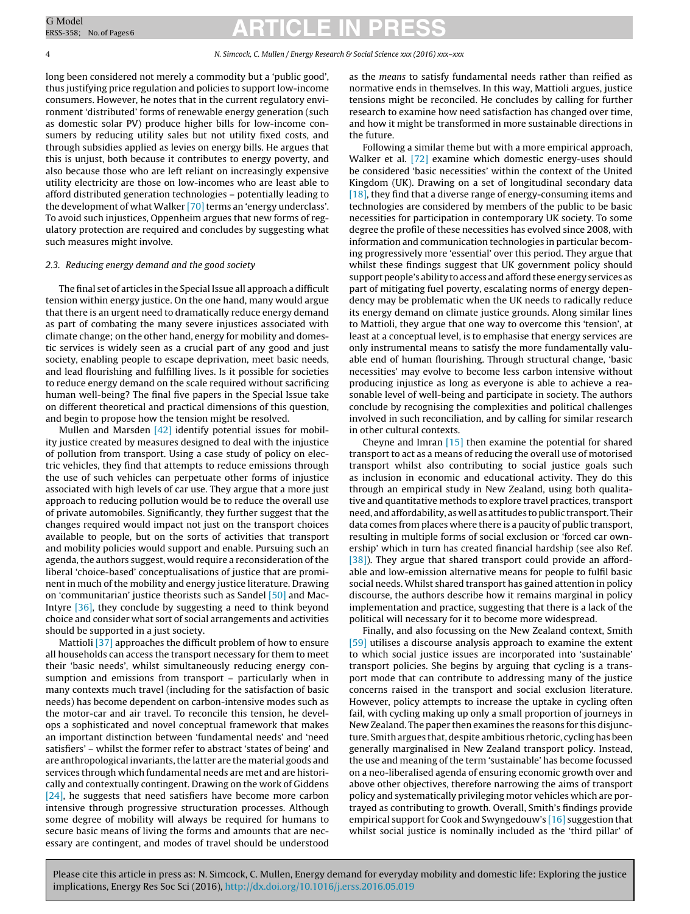long been considered not merely a commodity but a 'public good', thus justifying price regulation and policies to support low-income consumers. However, he notes that in the current regulatory environment 'distributed' forms of renewable energy generation (such as domestic solar PV) produce higher bills for low-income consumers by reducing utility sales but not utility fixed costs, and through subsidies applied as levies on energy bills. He argues that this is unjust, both because it contributes to energy poverty, and also because those who are left reliant on increasingly expensive utility electricity are those on low-incomes who are least able to afford distributed generation technologies – potentially leading to the development of what Walker [70] terms an 'energy underclass'. To avoid such injustices, Oppenheim argues that new forms of regulatory protection are required and concludes by suggesting what such measures might involve.

### 2.3. Reducing energy demand and the good society

The final set of articles in the Special Issue all approach a difficult tension within energy justice. On the one hand, many would argue that there is an urgent need to dramatically reduce energy demand as part of combating the many severe injustices associated with climate change; on the other hand, energy for mobility and domestic services is widely seen as a crucial part of any good and just society, enabling people to escape deprivation, meet basic needs, and lead flourishing and fulfilling lives. Is it possible for societies to reduce energy demand on the scale required without sacrificing human well-being? The final five papers in the Special Issue take on different theoretical and practical dimensions of this question, and begin to propose how the tension might be resolved.

Mullen and Marsden [42] identify potential issues for mobility justice created by measures designed to deal with the injustice of pollution from transport. Using a case study of policy on electric vehicles, they find that attempts to reduce emissions through the use of such vehicles can perpetuate other forms of injustice associated with high levels of car use. They argue that a more just approach to reducing pollution would be to reduce the overall use of private automobiles. Significantly, they further suggest that the changes required would impact not just on the transport choices available to people, but on the sorts of activities that transport and mobility policies would support and enable. Pursuing such an agenda, the authors suggest, would require a reconsideration of the liberal 'choice-based' conceptualisations of justice that are prominent in much of the mobility and energy justice literature. Drawing on 'communitarian' justice theorists such as Sandel [50] and MacIntyre [36], they conclude by suggesting a need to think beyond choice and consider what sort of social arrangements and activities should be supported in a just society.

Mattioli [37] approaches the difficult problem of how to ensure all households can access the transport necessary for them to meet their 'basic needs', whilst simultaneously reducing energy consumption and emissions from transport – particularly when in many contexts much travel (including for the satisfaction of basic needs) has become dependent on carbon-intensive modes such as the motor-car and air travel. To reconcile this tension, he develops a sophisticated and novel conceptual framework that makes an important distinction between 'fundamental needs' and 'need satisfiers' – whilst the former refer to abstract 'states of being' and are anthropological invariants, the latter are the material goods and services through which fundamental needs are met and are historically and contextually contingent. Drawing on the work of Giddens [24], he suggests that need satisfiers have become more carbon intensive through progressive structuration processes. Although some degree of mobility will always be required for humans to secure basic means of living the forms and amounts that are necessary are contingent, and modes of travel should be understood as the *means* to satisfy fundamental needs rather than reified as normative ends in themselves. In this way, Mattioli argues, justice tensions might be reconciled. He concludes by calling for further research to examine how need satisfaction has changed over time, and how it might be transformed in more sustainable directions in the future.

Following a similar theme but with a more empirical approach, Walker et al. [72] examine which domestic energy-uses should be considered 'basic necessities' within the context of the United Kingdom (UK). Drawing on a set of longitudinal secondary data [18], they find that a diverse range of energy-consuming items and technologies are considered by members of the public to be basic necessities for participation in contemporary UK society. To some degree the profile of these necessities has evolved since 2008, with information and communication technologies in particular becoming progressively more 'essential' over this period. They argue that whilst these findings suggest that UK government policy should support people's ability to access and afford these energy services as part of mitigating fuel poverty, escalating norms of energy dependency may be problematic when the UK needs to radically reduce its energy demand on climate justice grounds. Along similar lines to Mattioli, they argue that one way to overcome this 'tension', at least at a conceptual level, is to emphasise that energy services are only instrumental means to satisfy the more fundamentally valuable end of human flourishing. Through structural change, 'basic necessities' may evolve to become less carbon intensive without producing injustice as long as everyone is able to achieve a reasonable level of well-being and participate in society. The authors conclude by recognising the complexities and political challenges involved in such reconciliation, and by calling for similar research in other cultural contexts.

Cheyne and Imran [15] then examine the potential for shared transport to act as a means of reducing the overall use of motorised transport whilst also contributing to social justice goals such as inclusion in economic and educational activity. They do this through an empirical study in New Zealand, using both qualitative and quantitative methods to explore travel practices, transport need, and affordability, as well as attitudes to public transport. Their data comes from places where there is a paucity of public transport, resulting in multiple forms of social exclusion or 'forced car ownership' which in turn has created financial hardship (see also Ref. [38]). They argue that shared transport could provide an affordable and low-emission alternative means for people to fulfil basic social needs. Whilst shared transport has gained attention in policy discourse, the authors describe how it remains marginal in policy implementation and practice, suggesting that there is a lack of the political will necessary for it to become more widespread.

Finally, and also focussing on the New Zealand context, Smith [59] utilises a discourse analysis approach to examine the extent to which social justice issues are incorporated into 'sustainable' transport policies. She begins by arguing that cycling is a transport mode that can contribute to addressing many of the justice concerns raised in the transport and social exclusion literature. However, policy attempts to increase the uptake in cycling often fail, with cycling making up only a small proportion of journeys in New Zealand. The paper then examines the reasons for this disjuncture. Smith argues that, despite ambitious rhetoric, cycling has been generally marginalised in New Zealand transport policy. Instead, the use and meaning of the term 'sustainable' has become focussed on a neo-liberalised agenda of ensuring economic growth over and above other objectives, therefore narrowing the aims of transport policy and systematically privileging motor vehicles which are portrayed as contributing to growth. Overall, Smith's findings provide empirical support for Cook and Swyngedouw's [16] suggestion that whilst social justice is nominally included as the 'third pillar' of

Please cite this article in press as: N. Simcock, C. Mullen, Energy demand for everyday mobility and domestic life: Exploring the justice implications, Energy Res Soc Sci (2016), http://dx.doi.org/10.1016/j.erss.2016.05.019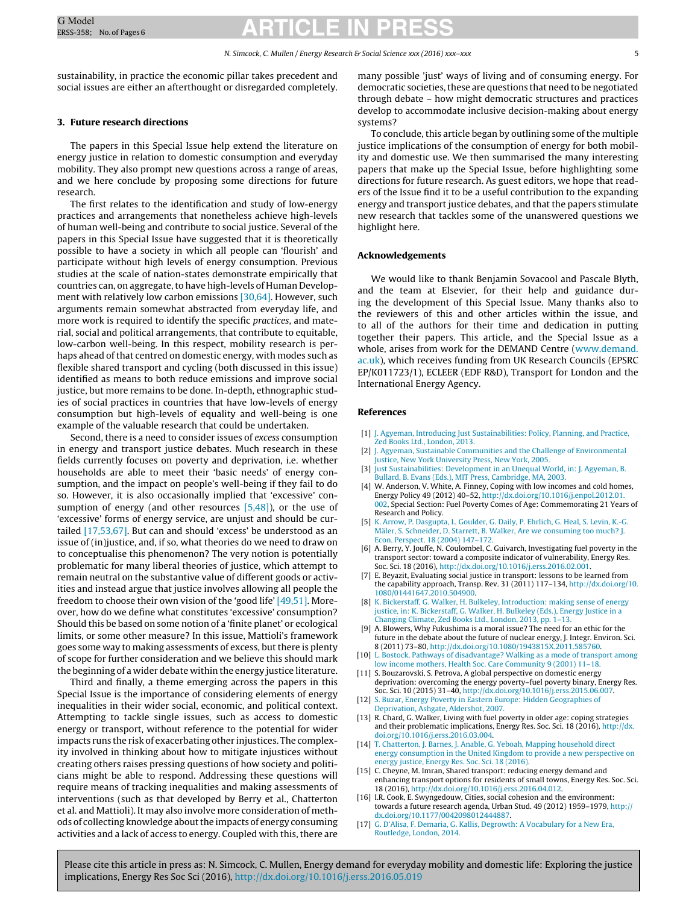sustainability, in practice the economic pillar takes precedent and social issues are either an afterthought or disregarded completely.

## 3. Future research directions

The papers in this Special Issue help extend the literature on energy justice in relation to domestic consumption and everyday mobility. They also prompt new questions across a range of areas, and we here conclude by proposing some directions for future research.

The first relates to the identification and study of low-energy practices and arrangements that nonetheless achieve high-levels of human well-being and contribute to social justice. Several of the papers in this Special Issue have suggested that it is theoretically possible to have a society in which all people can 'flourish' and participate without high levels of energy consumption. Previous studies at the scale of nation-states demonstrate empirically that countries can, on aggregate, to have high-levels of Human Development with relatively low carbon emissions [30,64]. However, such arguments remain somewhat abstracted from everyday life, and more work is required to identify the specific *practices*, and material, social and political arrangements, that contribute to equitable, low-carbon well-being. In this respect, mobility research is perhaps ahead of that centred on domestic energy, with modes such as flexible shared transport and cycling (both discussed in this issue) identified as means to both reduce emissions and improve social justice, but more remains to be done. In-depth, ethnographic studies of social practices in countries that have low-levels of energy consumption but high-levels of equality and well-being is one example of the valuable research that could be undertaken.

Second, there is a need to consider issues of *excess* consumption in energy and transport justice debates. Much research in these fields currently focuses on poverty and deprivation, i.e. whether households are able to meet their 'basic needs' of energy consumption, and the impact on people's well-being if they fail to do so. However, it is also occasionally implied that 'excessive' consumption of energy (and other resources [5,48]), or the use of 'excessive' forms of energy service, are unjust and should be curtailed [17,53,67]. But can and should 'excess' be understood as an issue of (in)justice, and, if so, what theories do we need to draw on to conceptualise this phenomenon? The very notion is potentially problematic for many liberal theories of justice, which attempt to remain neutral on the substantive value of different goods or activities and instead argue that justice involves allowing all people the freedom to choose their own vision of the 'good life' [49,51]. Moreover, how do we define what constitutes 'excessive' consumption? Should this be based on some notion of a 'finite planet' or ecological limits, or some other measure? In this issue, Mattioli's framework goes some way to making assessments of excess, but there is plenty of scope for further consideration and we believe this should mark the beginning of a wider debate within the energy justice literature.

Third and finally, a theme emerging across the papers in this Special Issue is the importance of considering elements of energy inequalities in their wider social, economic, and political context. Attempting to tackle single issues, such as access to domestic energy or transport, without reference to the potential for wider impacts runs the risk of exacerbating other injustices. The complexity involved in thinking about how to mitigate injustices without creating others raises pressing questions of how society and politicians might be able to respond. Addressing these questions will require means of tracking inequalities and making assessments of interventions (such as that developed by Berry et al., Chatterton et al. and Mattioli). It may also involve more consideration of methods of collecting knowledge about the impacts of energy consuming activities and a lack of access to energy. Coupled with this, there are many possible 'just' ways of living and of consuming energy. For democratic societies, these are questions that need to be negotiated through debate – how might democratic structures and practices develop to accommodate inclusive decision-making about energy systems?

To conclude, this article began by outlining some of the multiple justice implications of the consumption of energy for both mobility and domestic use. We then summarised the many interesting papers that make up the Special Issue, before highlighting some directions for future research. As guest editors, we hope that readers of the Issue find it to be a useful contribution to the expanding energy and transport justice debates, and that the papers stimulate new research that tackles some of the unanswered questions we highlight here.

## Acknowledgements

We would like to thank Benjamin Sovacool and Pascale Blyth, and the team at Elsevier, for their help and guidance during the development of this Special Issue. Many thanks also to the reviewers of this and other articles within the issue, and to all of the authors for their time and dedication in putting together their papers. This article, and the Special Issue as a whole, arises from work for the DEMAND Centre (www.demand.ac.uk), which receives funding from UK Research Councils (EPSRC EP/K011723/1), ECLEER (EDF R&D), Transport for London and the International Energy Agency.

## References

[1] J. Agyeman, Introducing Just Sustainabilities: Policy, Planning, and Practice, Zed Books Ltd., London, 2013.

[2] J. Agyeman, Sustainable Communities and the Challenge of Environmental Justice, New York University Press, New York, 2005.

[3] Just Sustainabilities: Development in an Unequal World, in: J. Agyeman, B. Bullard, B. Evans (Eds.), MIT Press, Cambridge, MA, 2003.

[4] W. Anderson, V. White, A. Finney, Coping with low incomes and cold homes, Energy Policy 49 (2012) 40–52, http://dx.doi.org/10.1016/j.enpol.2012.01.002, Special Section: Fuel Poverty Comes of Age: Commemorating 21 Years of Research and Policy.

[5] K. Arrow, P. Dasgupta, L. Goulder, G. Daily, P. Ehrlich, G. Heal, S. Levin, K.-G. Mäler, S. Schneider, D. Starrett, B. Walker, Are we consuming too much? J. Econ. Perspect. 18 (2004) 147–172.

[6] A. Berry, Y. Jouffe, N. Coulombel, C. Guivarch, Investigating fuel poverty in the transport sector: toward a composite indicator of vulnerability, Energy Res. Soc. Sci. 18 (2016), http://dx.doi.org/10.1016/j.erss.2016.02.001.

[7] E. Beyazit, Evaluating social justice in transport: lessons to be learned from the capability approach, Transp. Rev. 31 (2011) 117–134, http://dx.doi.org/10.1080/01441647.2010.504900.

[8] K. Bickerstaff, G. Walker, H. Bulkeley, Introduction: making sense of energy justice, in: K. Bickerstaff, G. Walker, H. Bulkeley (Eds.), Energy Justice in a Changing Climate, Zed Books Ltd., London, 2013, pp. 1–13.

[9] A. Blowers, Why Fukushima is a moral issue? The need for an ethic for the future in the debate about the future of nuclear energy, J. Integr. Environ. Sci. 8 (2011) 73–80, http://dx.doi.org/10.1080/1943815X.2011.585760.

[10] L. Bostock, Pathways of disadvantage? Walking as a mode of transport among low income mothers, Health Soc. Care Community 9 (2001) 11–18.

[11] S. Bouzarovski, S. Petrova, A global perspective on domestic energy deprivation: overcoming the energy poverty–fuel poverty binary, Energy Res. Soc. Sci. 10 (2015) 31–40, http://dx.doi.org/10.1016/j.erss.2015.06.007.

[12] S. Buzar, Energy Poverty in Eastern Europe: Hidden Geographies of Deprivation, Ashgate, Aldershot, 2007.

[13] R. Chard, G. Walker, Living with fuel poverty in older age: coping strategies and their problematic implications, Energy Res. Soc. Sci. 18 (2016), http://dx.doi.org/10.1016/j.erss.2016.03.004.

[14] T. Chatterton, J. Barnes, J. Anable, G. Yeboah, Mapping household direct energy consumption in the United Kingdom to provide a new perspective on energy justice, Energy Res. Soc. Sci. 18 (2016).

[15] C. Cheyne, M. Imran, Shared transport: reducing energy demand and enhancing transport options for residents of small towns, Energy Res. Soc. Sci. 18 (2016), http://dx.doi.org/10.1016/j.erss.2016.04.012.

[16] I.R. Cook, E. Swyngedouw, Cities, social cohesion and the environment: towards a future research agenda, Urban Stud. 49 (2012) 1959–1979, http://dx.doi.org/10.1177/0042098012444887.

[17] G. D'Alisa, F. Demaria, G. Kallis, Degrowth: A Vocabulary for a New Era, Routledge, London, 2014.

Please cite this article in press as: N. Simcock, C. Mullen, Energy demand for everyday mobility and domestic life: Exploring the justice implications, Energy Res Soc Sci (2016), http://dx.doi.org/10.1016/j.erss.2016.05.019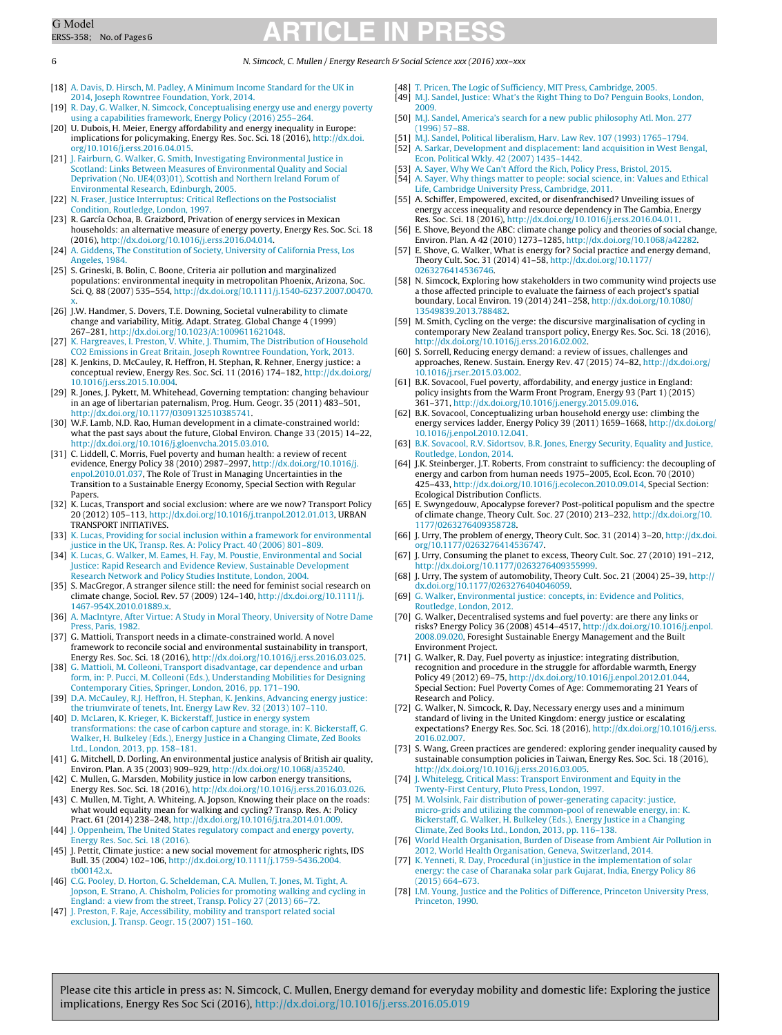[18] A. Davis, D. Hirsch, M. Padley, A Minimum Income Standard for the UK in 2014, Joseph Rowntree Foundation, York, 2014.

[19] R. Day, G. Walker, N. Simcock, Conceptualising energy use and energy poverty using a capabilities framework, Energy Policy (2016) 255–264.

[20] U. Dubois, H. Meier, Energy affordability and energy inequality in Europe: implications for policymaking, Energy Res. Soc. Sci. 18 (2016), http://dx.doi.org/10.1016/j.erss.2016.04.015.

[21] J. Fairburn, G. Walker, G. Smith, Investigating Environmental Justice in Scotland: Links Between Measures of Environmental Quality and Social Deprivation (No. UE4(03)01), Scottish and Northern Ireland Forum of Environmental Research, Edinburgh, 2005.

[22] N. Fraser, Justice Interruptus: Critical Reflections on the Postsocialist Condition, Routledge, London, 1997.

[23] R. García Ochoa, B. Graizbord, Privation of energy services in Mexican households: an alternative measure of energy poverty, Energy Res. Soc. Sci. 18 (2016), http://dx.doi.org/10.1016/j.erss.2016.04.014.

[24] A. Giddens, The Constitution of Society, University of California Press, Los Angeles, 1984.

[25] S. Grineski, B. Bolin, C. Boone, Criteria air pollution and marginalized populations: environmental inequity in metropolitan Phoenix, Arizona, Soc. Sci. Q. 88 (2007) 535–554, http://dx.doi.org/10.1111/j.1540-6237.2007.00470.x.

[26] J.W. Handmer, S. Dovers, T.E. Downing, Societal vulnerability to climate change and variability, Mitig. Adapt. Strateg. Global Change 4 (1999) 267–281, http://dx.doi.org/10.1023/A:1009611621048.

[27] K. Hargreaves, I. Preston, V. White, J. Thumim, The Distribution of Household CO2 Emissions in Great Britain, Joseph Rowntree Foundation, York, 2013.

[28] K. Jenkins, D. McCauley, R. Heffron, H. Stephan, R. Rehner, Energy justice: a conceptual review, Energy Res. Soc. Sci. 11 (2016) 174–182, http://dx.doi.org/10.1016/j.erss.2015.10.004.

[29] R. Jones, J. Pykett, M. Whitehead, Governing temptation: changing behaviour in an age of libertarian paternalism, Prog. Hum. Geogr. 35 (2011) 483–501, http://dx.doi.org/10.1177/0309132510385741.

[30] W.F. Lamb, N.D. Rao, Human development in a climate-constrained world: what the past says about the future, Global Environ. Change 33 (2015) 14–22, http://dx.doi.org/10.1016/j.gloenvcha.2015.03.010.

[31] C. Liddell, C. Morris, Fuel poverty and human health: a review of recent evidence, Energy Policy 38 (2010) 2987–2997, http://dx.doi.org/10.1016/j.enpol.2010.01.037, The Role of Trust in Managing Uncertainties in the Transition to a Sustainable Energy Economy, Special Section with Regular Papers.

[32] K. Lucas, Transport and social exclusion: where are we now? Transport Policy 20 (2012) 105–113, http://dx.doi.org/10.1016/j.tranpol.2012.01.013, URBAN TRANSPORT INITIATIVES.

[33] K. Lucas, Providing for social inclusion within a framework for environmental justice in the UK, Transp. Res. A: Policy Pract. 40 (2006) 801–809.

[34] K. Lucas, G. Walker, M. Eames, H. Fay, M. Poustie, Environmental and Social Justice: Rapid Research and Evidence Review, Sustainable Development Research Network and Policy Studies Institute, London, 2004.

[35] S. MacGregor, A stranger silence still: the need for feminist social research on climate change, Sociol. Rev. 57 (2009) 124–140, http://dx.doi.org/10.1111/j.1467-954X.2010.01889.x.

[36] A. MacIntyre, After Virtue: A Study in Moral Theory, University of Notre Dame Press, Paris, 1982.

[37] G. Mattioli, Transport needs in a climate-constrained world. A novel framework to reconcile social and environmental sustainability in transport, Energy Res. Soc. Sci. 18 (2016), http://dx.doi.org/10.1016/j.erss.2016.03.025.

[38] G. Mattioli, M. Colleoni, Transport disadvantage, car dependence and urban form, in: P. Pucci, M. Colleoni (Eds.), Understanding Mobilities for Designing Contemporary Cities, Springer, London, 2016, pp. 171–190.

[39] D.A. McCauley, R.J. Heffron, H. Stephan, K. Jenkins, Advancing energy justice: the triumvirate of tenets, Int. Energy Law Rev. 32 (2013) 107–110.

[40] D. McLaren, K. Krieger, K. Bickerstaff, Justice in energy system transformations: the case of carbon capture and storage, in: K. Bickerstaff, G. Walker, H. Bulkeley (Eds.), Energy Justice in a Changing Climate, Zed Books Ltd., London, 2013, pp. 158–181.

[41] G. Mitchell, D. Dorling, An environmental justice analysis of British air quality, Environ. Plan. A 35 (2003) 909–929, http://dx.doi.org/10.1068/a35240.

[42] C. Mullen, G. Marsden, Mobility justice in low carbon energy transitions, Energy Res. Soc. Sci. 18 (2016), http://dx.doi.org/10.1016/j.erss.2016.03.026.

[43] C. Mullen, M. Tight, A. Whiteing, A. Jopson, Knowing their place on the roads: what would equality mean for walking and cycling? Transp. Res. A: Policy Pract. 61 (2014) 238–248, http://dx.doi.org/10.1016/j.tra.2014.01.009.

[44] J. Oppenheim, The United States regulatory compact and energy poverty, Energy Res. Soc. Sci. 18 (2016).

[45] J. Pettit, Climate justice: a new social movement for atmospheric rights, IDS Bull. 35 (2004) 102–106, http://dx.doi.org/10.1111/j.1759-5436.2004.tb00142.x.

[46] C.G. Pooley, D. Horton, G. Scheldeman, C.A. Mullen, T. Jones, M. Tight, A. Jopson, E. Strano, A. Chisholm, Policies for promoting walking and cycling in England: a view from the street, Transp. Policy 27 (2013) 66–72.

[47] J. Preston, F. Raje, Accessibility, mobility and transport related social exclusion, J. Transp. Geogr. 15 (2007) 151–160.

[48] T. Pricen, The Logic of Sufficiency, MIT Press, Cambridge, 2005.

[49] M.J. Sandel, Justice: What's the Right Thing to Do? Penguin Books, London, 2009.

[50] M.J. Sandel, America's search for a new public philosophy Atl. Mon. 277 (1996) 57–88.

[51] M.J. Sandel, Political liberalism, Harv. Law Rev. 107 (1993) 1765–1794.

[52] A. Sarkar, Development and displacement: land acquisition in West Bengal, Econ. Political Wkly. 42 (2007) 1435–1442.

[53] A. Sayer, Why We Can't Afford the Rich, Policy Press, Bristol, 2015.

[54] A. Sayer, Why things matter to people: social science, in: Values and Ethical Life, Cambridge University Press, Cambridge, 2011.

[55] A. Schiffer, Empowered, excited, or disenfranchised? Unveiling issues of energy access inequality and resource dependency in The Gambia, Energy Res. Soc. Sci. 18 (2016), http://dx.doi.org/10.1016/j.erss.2016.04.011.

[56] E. Shove, Beyond the ABC: climate change policy and theories of social change, Environ. Plan. A 42 (2010) 1273–1285, http://dx.doi.org/10.1068/a42282.

[57] E. Shove, G. Walker, What is energy for? Social practice and energy demand, Theory Cult. Soc. 31 (2014) 41–58, http://dx.doi.org/10.1177/0263276414536746.

[58] N. Simcock, Exploring how stakeholders in two community wind projects use a those affected principle to evaluate the fairness of each project's spatial boundary, Local Environ. 19 (2014) 241–258, http://dx.doi.org/10.1080/13549839.2013.788482.

[59] M. Smith, Cycling on the verge: the discursive marginalisation of cycling in contemporary New Zealand transport policy, Energy Res. Soc. Sci. 18 (2016), http://dx.doi.org/10.1016/j.erss.2016.02.002.

[60] S. Sorrell, Reducing energy demand: a review of issues, challenges and approaches, Renew. Sustain. Energy Rev. 47 (2015) 74–82, http://dx.doi.org/10.1016/j.rser.2015.03.002.

[61] B.K. Sovacool, Fuel poverty, affordability, and energy justice in England: policy insights from the Warm Front Program, Energy 93 (Part 1) (2015) 361–371, http://dx.doi.org/10.1016/j.energy.2015.09.016.

[62] B.K. Sovacool, Conceptualizing urban household energy use: climbing the energy services ladder, Energy Policy 39 (2011) 1659–1668, http://dx.doi.org/10.1016/j.enpol.2010.12.041.

[63] B.K. Sovacool, R.V. Sidortsov, B.R. Jones, Energy Security, Equality and Justice, Routledge, London, 2014.

[64] J.K. Steinberger, J.T. Roberts, From constraint to sufficiency: the decoupling of energy and carbon from human needs 1975–2005, Ecol. Econ. 70 (2010) 425–433, http://dx.doi.org/10.1016/j.ecolecon.2010.09.014, Special Section: Ecological Distribution Conflicts.

[65] E. Swyngedouw, Apocalypse forever? Post-political populism and the spectre of climate change, Theory Cult. Soc. 27 (2010) 213–232, http://dx.doi.org/10.1177/0263276409358728.

[66] J. Urry, The problem of energy, Theory Cult. Soc. 31 (2014) 3–20, http://dx.doi.org/10.1177/0263276414536747.

[67] J. Urry, Consuming the planet to excess, Theory Cult. Soc. 27 (2010) 191–212, http://dx.doi.org/10.1177/0263276409355999.

[68] J. Urry, The system of automobility, Theory Cult. Soc. 21 (2004) 25–39, http://dx.doi.org/10.1177/0263276404046059.

[69] G. Walker, Environmental justice: concepts, in: Evidence and Politics, Routledge, London, 2012.

[70] G. Walker, Decentralised systems and fuel poverty: are there any links or risks? Energy Policy 36 (2008) 4514–4517, http://dx.doi.org/10.1016/j.enpol.2008.09.020, Foresight Sustainable Energy Management and the Built Environment Project.

[71] G. Walker, R. Day, Fuel poverty as injustice: integrating distribution, recognition and procedure in the struggle for affordable warmth, Energy Policy 49 (2012) 69–75, http://dx.doi.org/10.1016/j.enpol.2012.01.044, Special Section: Fuel Poverty Comes of Age: Commemorating 21 Years of Research and Policy.

[72] G. Walker, N. Simcock, R. Day, Necessary energy uses and a minimum standard of living in the United Kingdom: energy justice or escalating expectations? Energy Res. Soc. Sci. 18 (2016), http://dx.doi.org/10.1016/j.erss.2016.02.007.

[73] S. Wang, Green practices are gendered: exploring gender inequality caused by sustainable consumption policies in Taiwan, Energy Res. Soc. Sci. 18 (2016), http://dx.doi.org/10.1016/j.erss.2016.03.005.

[74] J. Whitelegg, Critical Mass: Transport Environment and Equity in the Twenty-First Century, Pluto Press, London, 1997.

[75] M. Wolsink, Fair distribution of power-generating capacity: justice, micro-grids and utilizing the common-pool of renewable energy, in: K. Bickerstaff, G. Walker, H. Bulkeley (Eds.), Energy Justice in a Changing Climate, Zed Books Ltd., London, 2013, pp. 116–138.

[76] World Health Organisation, Burden of Disease from Ambient Air Pollution in 2012, World Health Organisation, Geneva, Switzerland, 2014.

[77] K. Yenneti, R. Day, Procedural (in)justice in the implementation of solar energy: the case of Charanaka solar park Gujarat, India, Energy Policy 86 (2015) 664–673.

[78] I.M. Young, Justice and the Politics of Difference, Princeton University Press, Princeton, 1990.